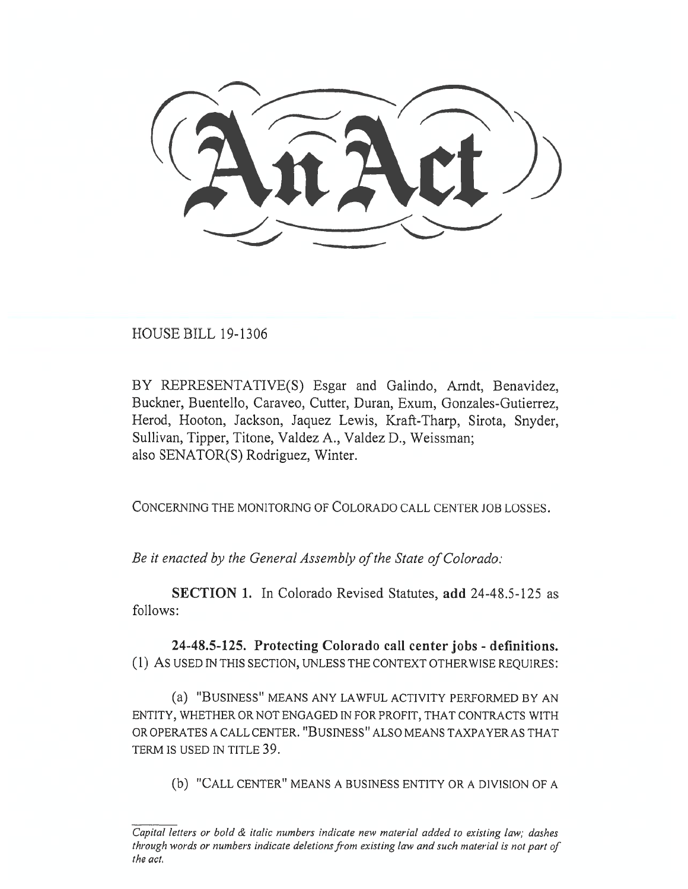# An Act

HOUSE BILL 19-1306

BY REPRESENTATIVE(S) Esgar and Galindo, Arndt, Benavidez, Buckner, Buentello, Caraveo, Cutter, Duran, Exum, Gonzales-Gutierrez, Herod, Hooton, Jackson, Jaquez Lewis, Kraft-Tharp, Sirota, Snyder, Sullivan, Tipper, Titone, Valdez A., Valdez D., Weissman;
also SENATOR(S) Rodriguez, Winter.

CONCERNING THE MONITORING OF COLORADO CALL CENTER JOB LOSSES.

*Be it enacted by the General Assembly of the State of Colorado:*

**SECTION 1.** In Colorado Revised Statutes, **add** 24-48.5-125 as follows:

**24-48.5-125. Protecting Colorado call center jobs - definitions.** (1) AS USED IN THIS SECTION, UNLESS THE CONTEXT OTHERWISE REQUIRES:

(a) "BUSINESS" MEANS ANY LAWFUL ACTIVITY PERFORMED BY AN ENTITY, WHETHER OR NOT ENGAGED IN FOR PROFIT, THAT CONTRACTS WITH OR OPERATES A CALL CENTER. "BUSINESS" ALSO MEANS TAXPAYER AS THAT TERM IS USED IN TITLE 39.

(b) "CALL CENTER" MEANS A BUSINESS ENTITY OR A DIVISION OF A

---

*Capital letters or bold & italic numbers indicate new material added to existing law; dashes through words or numbers indicate deletions from existing law and such material is not part of the act.*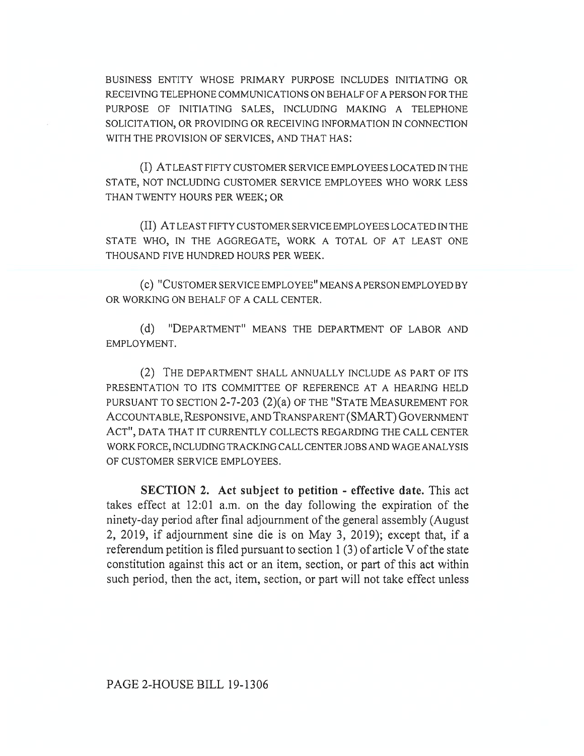BUSINESS ENTITY WHOSE PRIMARY PURPOSE INCLUDES INITIATING OR RECEIVING TELEPHONE COMMUNICATIONS ON BEHALF OF A PERSON FOR THE PURPOSE OF INITIATING SALES, INCLUDING MAKING A TELEPHONE SOLICITATION, OR PROVIDING OR RECEIVING INFORMATION IN CONNECTION WITH THE PROVISION OF SERVICES, AND THAT HAS:

(I) AT LEAST FIFTY CUSTOMER SERVICE EMPLOYEES LOCATED IN THE STATE, NOT INCLUDING CUSTOMER SERVICE EMPLOYEES WHO WORK LESS THAN TWENTY HOURS PER WEEK; OR

(II) AT LEAST FIFTY CUSTOMER SERVICE EMPLOYEES LOCATED IN THE STATE WHO, IN THE AGGREGATE, WORK A TOTAL OF AT LEAST ONE THOUSAND FIVE HUNDRED HOURS PER WEEK.

(c) "CUSTOMER SERVICE EMPLOYEE" MEANS A PERSON EMPLOYED BY OR WORKING ON BEHALF OF A CALL CENTER.

(d) "DEPARTMENT" MEANS THE DEPARTMENT OF LABOR AND EMPLOYMENT.

(2) THE DEPARTMENT SHALL ANNUALLY INCLUDE AS PART OF ITS PRESENTATION TO ITS COMMITTEE OF REFERENCE AT A HEARING HELD PURSUANT TO SECTION 2-7-203 (2)(a) OF THE "STATE MEASUREMENT FOR ACCOUNTABLE, RESPONSIVE, AND TRANSPARENT (SMART) GOVERNMENT ACT", DATA THAT IT CURRENTLY COLLECTS REGARDING THE CALL CENTER WORK FORCE, INCLUDING TRACKING CALL CENTER JOBS AND WAGE ANALYSIS OF CUSTOMER SERVICE EMPLOYEES.

**SECTION 2. Act subject to petition - effective date.** This act takes effect at 12:01 a.m. on the day following the expiration of the ninety-day period after final adjournment of the general assembly (August 2, 2019, if adjournment sine die is on May 3, 2019); except that, if a referendum petition is filed pursuant to section 1 (3) of article V of the state constitution against this act or an item, section, or part of this act within such period, then the act, item, section, or part will not take effect unless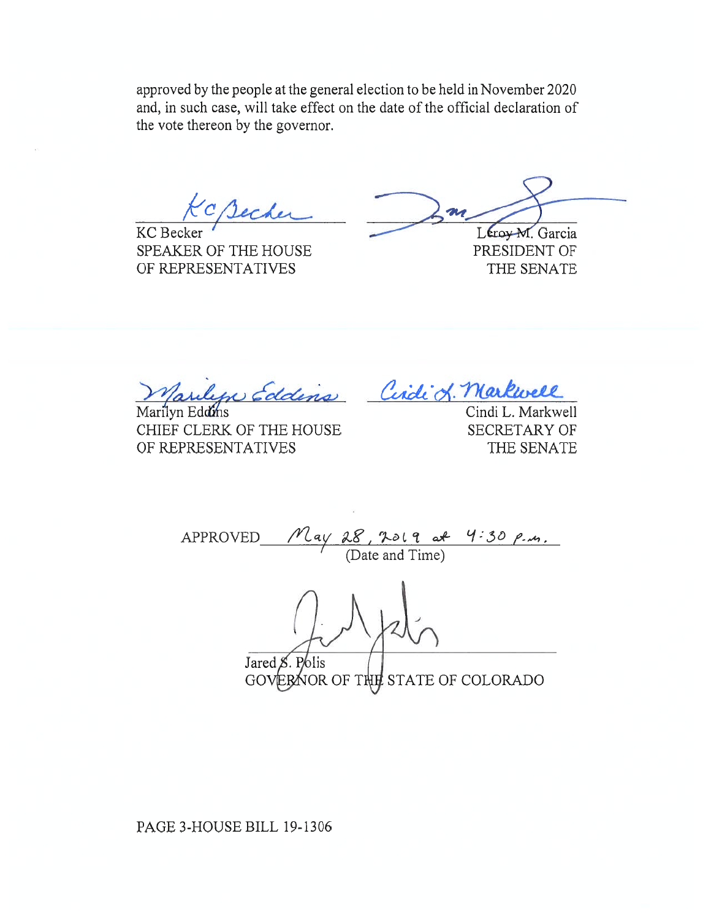approved by the people at the general election to be held in November 2020 and, in such case, will take effect on the date of the official declaration of the vote thereon by the governor.

KC Becker
SPEAKER OF THE HOUSE
OF REPRESENTATIVES

Leroy M. Garcia
PRESIDENT OF
THE SENATE

Marilyn Eddins
CHIEF CLERK OF THE HOUSE
OF REPRESENTATIVES

Cindi L. Markwell
SECRETARY OF
THE SENATE

APPROVED May 28, 2019 at 4:30 p.m.
(Date and Time)

Jared S. Polis
GOVERNOR OF THE STATE OF COLORADO

PAGE 3-HOUSE BILL 19-1306